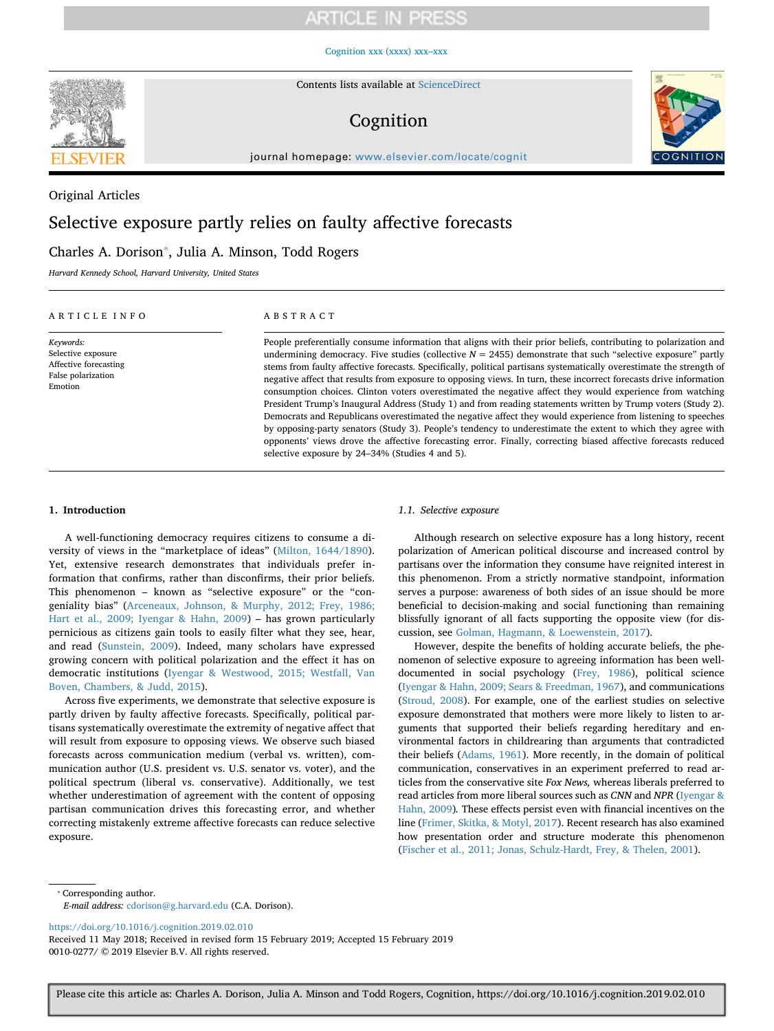Original Articles

# Selective exposure partly relies on faulty affective forecasts

Charles A. Dorison*, Julia A. Minson, Todd Rogers

*Harvard Kennedy School, Harvard University, United States*

## ARTICLE INFO

*Keywords:*
Selective exposure
Affective forecasting
False polarization
Emotion

## ABSTRACT

People preferentially consume information that aligns with their prior beliefs, contributing to polarization and undermining democracy. Five studies (collective $N = 2455$) demonstrate that such "selective exposure" partly stems from faulty affective forecasts. Specifically, political partisans systematically overestimate the strength of negative affect that results from exposure to opposing views. In turn, these incorrect forecasts drive information consumption choices. Clinton voters overestimated the negative affect they would experience from watching President Trump's Inaugural Address (Study 1) and from reading statements written by Trump voters (Study 2). Democrats and Republicans overestimated the negative affect they would experience from listening to speeches by opposing-party senators (Study 3). People's tendency to underestimate the extent to which they agree with opponents' views drove the affective forecasting error. Finally, correcting biased affective forecasts reduced selective exposure by 24–34% (Studies 4 and 5).

## 1. Introduction

A well-functioning democracy requires citizens to consume a diversity of views in the "marketplace of ideas" (Milton, 1644/1890). Yet, extensive research demonstrates that individuals prefer information that confirms, rather than disconfirms, their prior beliefs. This phenomenon – known as "selective exposure" or the "congeniality bias" (Arceneaux, Johnson, & Murphy, 2012; Frey, 1986; Hart et al., 2009; Iyengar & Hahn, 2009) – has grown particularly pernicious as citizens gain tools to easily filter what they see, hear, and read (Sunstein, 2009). Indeed, many scholars have expressed growing concern with political polarization and the effect it has on democratic institutions (Iyengar & Westwood, 2015; Westfall, Van Boven, Chambers, & Judd, 2015).

Across five experiments, we demonstrate that selective exposure is partly driven by faulty affective forecasts. Specifically, political partisans systematically overestimate the extremity of negative affect that will result from exposure to opposing views. We observe such biased forecasts across communication medium (verbal vs. written), communication author (U.S. president vs. U.S. senator vs. voter), and the political spectrum (liberal vs. conservative). Additionally, we test whether underestimation of agreement with the content of opposing partisan communication drives this forecasting error, and whether correcting mistakenly extreme affective forecasts can reduce selective exposure.

### 1.1. Selective exposure

Although research on selective exposure has a long history, recent polarization of American political discourse and increased control by partisans over the information they consume have reignited interest in this phenomenon. From a strictly normative standpoint, information serves a purpose: awareness of both sides of an issue should be more beneficial to decision-making and social functioning than remaining blissfully ignorant of all facts supporting the opposite view (for discussion, see Golman, Hagmann, & Loewenstein, 2017).

However, despite the benefits of holding accurate beliefs, the phenomenon of selective exposure to agreeing information has been well-documented in social psychology (Frey, 1986), political science (Iyengar & Hahn, 2009; Sears & Freedman, 1967), and communications (Stroud, 2008). For example, one of the earliest studies on selective exposure demonstrated that mothers were more likely to listen to arguments that supported their beliefs regarding hereditary and environmental factors in childrearing than arguments that contradicted their beliefs (Adams, 1961). More recently, in the domain of political communication, conservatives in an experiment preferred to read articles from the conservative site *Fox News,* whereas liberals preferred to read articles from more liberal sources such as *CNN* and *NPR* (Iyengar & Hahn, 2009). These effects persist even with financial incentives on the line (Frimer, Skitka, & Motyl, 2017). Recent research has also examined how presentation order and structure moderate this phenomenon (Fischer et al., 2011; Jonas, Schulz-Hardt, Frey, & Thelen, 2001).

* Corresponding author.
*E-mail address:* cdorison@g.harvard.edu (C.A. Dorison).

https://doi.org/10.1016/j.cognition.2019.02.010
Received 11 May 2018; Received in revised form 15 February 2019; Accepted 15 February 2019
0010-0277/ © 2019 Elsevier B.V. All rights reserved.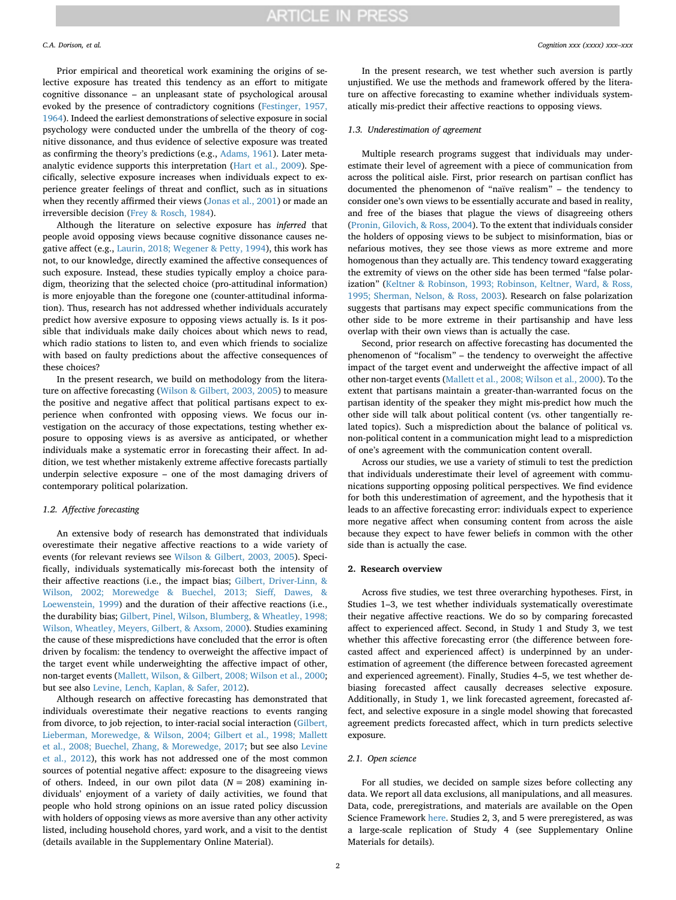Prior empirical and theoretical work examining the origins of selective exposure has treated this tendency as an effort to mitigate cognitive dissonance – an unpleasant state of psychological arousal evoked by the presence of contradictory cognitions (Festinger, 1957, 1964). Indeed the earliest demonstrations of selective exposure in social psychology were conducted under the umbrella of the theory of cognitive dissonance, and thus evidence of selective exposure was treated as confirming the theory's predictions (e.g., Adams, 1961). Later meta-analytic evidence supports this interpretation (Hart et al., 2009). Specifically, selective exposure increases when individuals expect to experience greater feelings of threat and conflict, such as in situations when they recently affirmed their views (Jonas et al., 2001) or made an irreversible decision (Frey & Rosch, 1984).

Although the literature on selective exposure has *inferred* that people avoid opposing views because cognitive dissonance causes negative affect (e.g., Laurin, 2018; Wegener & Petty, 1994), this work has not, to our knowledge, directly examined the affective consequences of such exposure. Instead, these studies typically employ a choice paradigm, theorizing that the selected choice (pro-attitudinal information) is more enjoyable than the foregone one (counter-attitudinal information). Thus, research has not addressed whether individuals accurately predict how aversive exposure to opposing views actually is. Is it possible that individuals make daily choices about which news to read, which radio stations to listen to, and even which friends to socialize with based on faulty predictions about the affective consequences of these choices?

In the present research, we build on methodology from the literature on affective forecasting (Wilson & Gilbert, 2003, 2005) to measure the positive and negative affect that political partisans expect to experience when confronted with opposing views. We focus our investigation on the accuracy of those expectations, testing whether exposure to opposing views is as aversive as anticipated, or whether individuals make a systematic error in forecasting their affect. In addition, we test whether mistakenly extreme affective forecasts partially underpin selective exposure – one of the most damaging drivers of contemporary political polarization.

### 1.2. Affective forecasting

An extensive body of research has demonstrated that individuals overestimate their negative affective reactions to a wide variety of events (for relevant reviews see Wilson & Gilbert, 2003, 2005). Specifically, individuals systematically mis-forecast both the intensity of their affective reactions (i.e., the impact bias; Gilbert, Driver-Linn, & Wilson, 2002; Morewedge & Buechel, 2013; Sieff, Dawes, & Loewenstein, 1999) and the duration of their affective reactions (i.e., the durability bias; Gilbert, Pinel, Wilson, Blumberg, & Wheatley, 1998; Wilson, Wheatley, Meyers, Gilbert, & Axsom, 2000). Studies examining the cause of these mispredictions have concluded that the error is often driven by focalism: the tendency to overweight the affective impact of the target event while underweighting the affective impact of other, non-target events (Mallett, Wilson, & Gilbert, 2008; Wilson et al., 2000; but see also Levine, Lench, Kaplan, & Safer, 2012).

Although research on affective forecasting has demonstrated that individuals overestimate their negative reactions to events ranging from divorce, to job rejection, to inter-racial social interaction (Gilbert, Lieberman, Morewedge, & Wilson, 2004; Gilbert et al., 1998; Mallett et al., 2008; Buechel, Zhang, & Morewedge, 2017; but see also Levine et al., 2012), this work has not addressed one of the most common sources of potential negative affect: exposure to the disagreeing views of others. Indeed, in our own pilot data ($N = 208$) examining individuals' enjoyment of a variety of daily activities, we found that people who hold strong opinions on an issue rated policy discussion with holders of opposing views as more aversive than any other activity listed, including household chores, yard work, and a visit to the dentist (details available in the Supplementary Online Material).

In the present research, we test whether such aversion is partly unjustified. We use the methods and framework offered by the literature on affective forecasting to examine whether individuals systematically mis-predict their affective reactions to opposing views.

### 1.3. Underestimation of agreement

Multiple research programs suggest that individuals may underestimate their level of agreement with a piece of communication from across the political aisle. First, prior research on partisan conflict has documented the phenomenon of "naïve realism" – the tendency to consider one's own views to be essentially accurate and based in reality, and free of the biases that plague the views of disagreeing others (Pronin, Gilovich, & Ross, 2004). To the extent that individuals consider the holders of opposing views to be subject to misinformation, bias or nefarious motives, they see those views as more extreme and more homogenous than they actually are. This tendency toward exaggerating the extremity of views on the other side has been termed "false polarization" (Keltner & Robinson, 1993; Robinson, Keltner, Ward, & Ross, 1995; Sherman, Nelson, & Ross, 2003). Research on false polarization suggests that partisans may expect specific communications from the other side to be more extreme in their partisanship and have less overlap with their own views than is actually the case.

Second, prior research on affective forecasting has documented the phenomenon of "focalism" – the tendency to overweight the affective impact of the target event and underweight the affective impact of all other non-target events (Mallett et al., 2008; Wilson et al., 2000). To the extent that partisans maintain a greater-than-warranted focus on the partisan identity of the speaker they might mis-predict how much the other side will talk about political content (vs. other tangentially related topics). Such a misprediction about the balance of political vs. non-political content in a communication might lead to a misprediction of one's agreement with the communication content overall.

Across our studies, we use a variety of stimuli to test the prediction that individuals underestimate their level of agreement with communications supporting opposing political perspectives. We find evidence for both this underestimation of agreement, and the hypothesis that it leads to an affective forecasting error: individuals expect to experience more negative affect when consuming content from across the aisle because they expect to have fewer beliefs in common with the other side than is actually the case.

## 2. Research overview

Across five studies, we test three overarching hypotheses. First, in Studies 1–3, we test whether individuals systematically overestimate their negative affective reactions. We do so by comparing forecasted affect to experienced affect. Second, in Study 1 and Study 3, we test whether this affective forecasting error (the difference between forecasted affect and experienced affect) is underpinned by an underestimation of agreement (the difference between forecasted agreement and experienced agreement). Finally, Studies 4–5, we test whether debiasing forecasted affect causally decreases selective exposure. Additionally, in Study 1, we link forecasted agreement, forecasted affect, and selective exposure in a single model showing that forecasted agreement predicts forecasted affect, which in turn predicts selective exposure.

### 2.1. Open science

For all studies, we decided on sample sizes before collecting any data. We report all data exclusions, all manipulations, and all measures. Data, code, preregistrations, and materials are available on the Open Science Framework here. Studies 2, 3, and 5 were preregistered, as was a large-scale replication of Study 4 (see Supplementary Online Materials for details).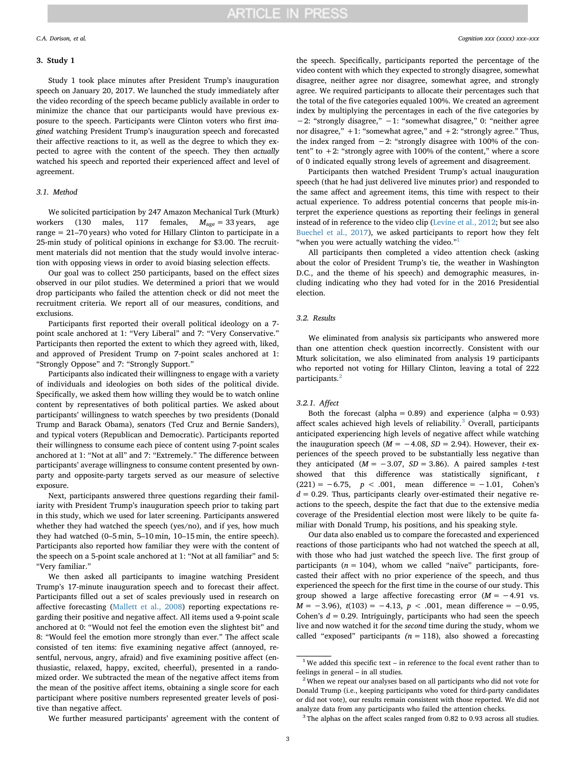## 3. Study 1

Study 1 took place minutes after President Trump's inauguration speech on January 20, 2017. We launched the study immediately after the video recording of the speech became publicly available in order to minimize the chance that our participants would have previous exposure to the speech. Participants were Clinton voters who first *imagined* watching President Trump's inauguration speech and forecasted their affective reactions to it, as well as the degree to which they expected to agree with the content of the speech. They then *actually* watched his speech and reported their experienced affect and level of agreement.

### 3.1. Method

We solicited participation by 247 Amazon Mechanical Turk (Mturk) workers (130 males, 117 females, $M_{age} = 33$ years, age range = 21–70 years) who voted for Hillary Clinton to participate in a 25-min study of political opinions in exchange for $3.00. The recruitment materials did not mention that the study would involve interaction with opposing views in order to avoid biasing selection effects.

Our goal was to collect 250 participants, based on the effect sizes observed in our pilot studies. We determined a priori that we would drop participants who failed the attention check or did not meet the recruitment criteria. We report all of our measures, conditions, and exclusions.

Participants first reported their overall political ideology on a 7-point scale anchored at 1: "Very Liberal" and 7: "Very Conservative." Participants then reported the extent to which they agreed with, liked, and approved of President Trump on 7-point scales anchored at 1: "Strongly Oppose" and 7: "Strongly Support."

Participants also indicated their willingness to engage with a variety of individuals and ideologies on both sides of the political divide. Specifically, we asked them how willing they would be to watch online content by representatives of both political parties. We asked about participants' willingness to watch speeches by two presidents (Donald Trump and Barack Obama), senators (Ted Cruz and Bernie Sanders), and typical voters (Republican and Democratic). Participants reported their willingness to consume each piece of content using 7-point scales anchored at 1: "Not at all" and 7: "Extremely." The difference between participants' average willingness to consume content presented by own-party and opposite-party targets served as our measure of selective exposure.

Next, participants answered three questions regarding their familiarity with President Trump's inauguration speech prior to taking part in this study, which we used for later screening. Participants answered whether they had watched the speech (yes/no), and if yes, how much they had watched (0–5 min, 5–10 min, 10–15 min, the entire speech). Participants also reported how familiar they were with the content of the speech on a 5-point scale anchored at 1: "Not at all familiar" and 5: "Very familiar."

We then asked all participants to imagine watching President Trump's 17-minute inauguration speech and to forecast their affect. Participants filled out a set of scales previously used in research on affective forecasting (Mallett et al., 2008) reporting expectations regarding their positive and negative affect. All items used a 9-point scale anchored at 0: "Would not feel the emotion even the slightest bit" and 8: "Would feel the emotion more strongly than ever." The affect scale consisted of ten items: five examining negative affect (annoyed, resentful, nervous, angry, afraid) and five examining positive affect (enthusiastic, relaxed, happy, excited, cheerful), presented in a randomized order. We subtracted the mean of the negative affect items from the mean of the positive affect items, obtaining a single score for each participant where positive numbers represented greater levels of positive than negative affect.

We further measured participants' agreement with the content of the speech. Specifically, participants reported the percentage of the video content with which they expected to strongly disagree, somewhat disagree, neither agree nor disagree, somewhat agree, and strongly agree. We required participants to allocate their percentages such that the total of the five categories equaled 100%. We created an agreement index by multiplying the percentages in each of the five categories by −2: "strongly disagree," −1: "somewhat disagree," 0: "neither agree nor disagree," +1: "somewhat agree," and +2: "strongly agree." Thus, the index ranged from −2: "strongly disagree with 100% of the content" to +2: "strongly agree with 100% of the content," where a score of 0 indicated equally strong levels of agreement and disagreement.

Participants then watched President Trump's actual inauguration speech (that he had just delivered live minutes prior) and responded to the same affect and agreement items, this time with respect to their actual experience. To address potential concerns that people mis-interpret the experience questions as reporting their feelings in general instead of in reference to the video clip (Levine et al., 2012; but see also Buechel et al., 2017), we asked participants to report how they felt "when you were actually watching the video."[1]

All participants then completed a video attention check (asking about the color of President Trump's tie, the weather in Washington D.C., and the theme of his speech) and demographic measures, including indicating who they had voted for in the 2016 Presidential election.

### 3.2. Results

We eliminated from analysis six participants who answered more than one attention check question incorrectly. Consistent with our Mturk solicitation, we also eliminated from analysis 19 participants who reported not voting for Hillary Clinton, leaving a total of 222 participants.[2]

#### 3.2.1. Affect

Both the forecast (alpha = 0.89) and experience (alpha = 0.93) affect scales achieved high levels of reliability.[3] Overall, participants anticipated experiencing high levels of negative affect while watching the inauguration speech ($M = -4.08$, $SD = 2.94$). However, their experiences of the speech proved to be substantially less negative than they anticipated ($M = -3.07$, $SD = 3.86$). A paired samples *t*-test showed that this difference was statistically significant, $t(221) = -6.75$, $p < .001$, mean difference = −1.01, Cohen's $d = 0.29$. Thus, participants clearly over-estimated their negative reactions to the speech, despite the fact that due to the extensive media coverage of the Presidential election most were likely to be quite familiar with Donald Trump, his positions, and his speaking style.

Our data also enabled us to compare the forecasted and experienced reactions of those participants who had not watched the speech at all, with those who had just watched the speech live. The first group of participants ($n = 104$), whom we called "naïve" participants, forecasted their affect with no prior experience of the speech, and thus experienced the speech for the first time in the course of our study. This group showed a large affective forecasting error ($M = -4.91$ vs. $M = -3.96$), $t(103) = -4.13$, $p < .001$, mean difference = −0.95, Cohen's $d = 0.29$. Intriguingly, participants who had seen the speech live and now watched it for the *second* time during the study, whom we called "exposed" participants ($n = 118$), also showed a forecasting

---

[1] We added this specific text – in reference to the focal event rather than to feelings in general – in all studies.

[2] When we repeat our analyses based on all participants who did not vote for Donald Trump (i.e., keeping participants who voted for third-party candidates or did not vote), our results remain consistent with those reported. We did not analyze data from any participants who failed the attention checks.

[3] The alphas on the affect scales ranged from 0.82 to 0.93 across all studies.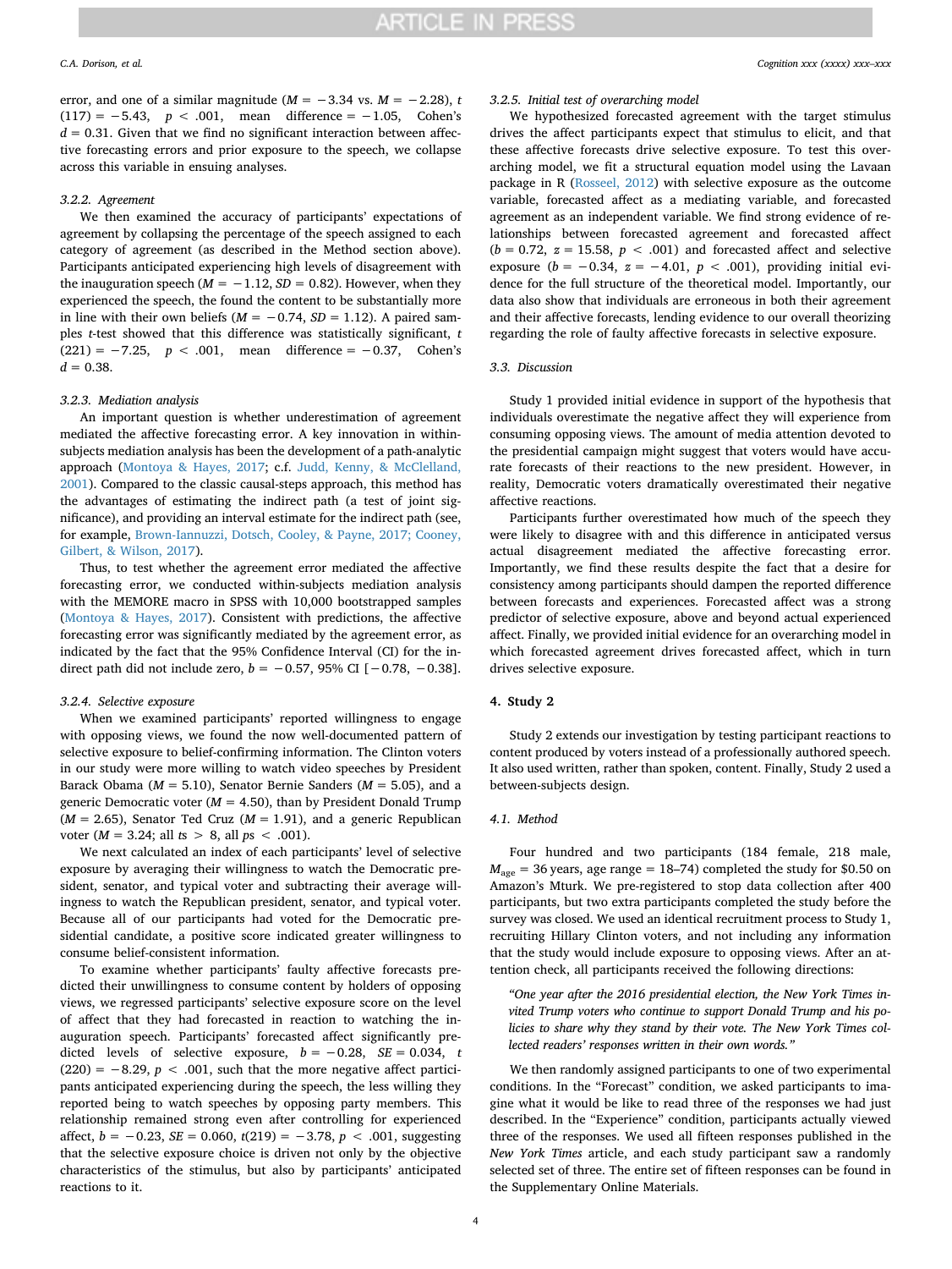error, and one of a similar magnitude ($M = -3.34$ vs. $M = -2.28$), $t(117) = -5.43$, $p < .001$, mean difference $= -1.05$, Cohen's $d = 0.31$. Given that we find no significant interaction between affective forecasting errors and prior exposure to the speech, we collapse across this variable in ensuing analyses.

#### 3.2.2. Agreement

We then examined the accuracy of participants' expectations of agreement by collapsing the percentage of the speech assigned to each category of agreement (as described in the Method section above). Participants anticipated experiencing high levels of disagreement with the inauguration speech ($M = -1.12$, $SD = 0.82$). However, when they experienced the speech, the found the content to be substantially more in line with their own beliefs ($M = -0.74$, $SD = 1.12$). A paired samples *t*-test showed that this difference was statistically significant, $t(221) = -7.25$, $p < .001$, mean difference $= -0.37$, Cohen's $d = 0.38$.

#### 3.2.3. Mediation analysis

An important question is whether underestimation of agreement mediated the affective forecasting error. A key innovation in within-subjects mediation analysis has been the development of a path-analytic approach (Montoya & Hayes, 2017; c.f. Judd, Kenny, & McClelland, 2001). Compared to the classic causal-steps approach, this method has the advantages of estimating the indirect path (a test of joint significance), and providing an interval estimate for the indirect path (see, for example, Brown-Iannuzzi, Dotsch, Cooley, & Payne, 2017; Cooney, Gilbert, & Wilson, 2017).

Thus, to test whether the agreement error mediated the affective forecasting error, we conducted within-subjects mediation analysis with the MEMORE macro in SPSS with 10,000 bootstrapped samples (Montoya & Hayes, 2017). Consistent with predictions, the affective forecasting error was significantly mediated by the agreement error, as indicated by the fact that the 95% Confidence Interval (CI) for the indirect path did not include zero, $b = -0.57$, 95% CI $[-0.78, -0.38]$.

#### 3.2.4. Selective exposure

When we examined participants' reported willingness to engage with opposing views, we found the now well-documented pattern of selective exposure to belief-confirming information. The Clinton voters in our study were more willing to watch video speeches by President Barack Obama ($M = 5.10$), Senator Bernie Sanders ($M = 5.05$), and a generic Democratic voter ($M = 4.50$), than by President Donald Trump ($M = 2.65$), Senator Ted Cruz ($M = 1.91$), and a generic Republican voter ($M = 3.24$; all $ts > 8$, all $ps < .001$).

We next calculated an index of each participants' level of selective exposure by averaging their willingness to watch the Democratic president, senator, and typical voter and subtracting their average willingness to watch the Republican president, senator, and typical voter. Because all of our participants had voted for the Democratic presidential candidate, a positive score indicated greater willingness to consume belief-consistent information.

To examine whether participants' faulty affective forecasts predicted their unwillingness to consume content by holders of opposing views, we regressed participants' selective exposure score on the level of affect that they had forecasted in reaction to watching the inauguration speech. Participants' forecasted affect significantly predicted levels of selective exposure, $b = -0.28$, $SE = 0.034$, $t(220) = -8.29$, $p < .001$, such that the more negative affect participants anticipated experiencing during the speech, the less willing they reported being to watch speeches by opposing party members. This relationship remained strong even after controlling for experienced affect, $b = -0.23$, $SE = 0.060$, $t(219) = -3.78$, $p < .001$, suggesting that the selective exposure choice is driven not only by the objective characteristics of the stimulus, but also by participants' anticipated reactions to it.

#### 3.2.5. Initial test of overarching model

We hypothesized forecasted agreement with the target stimulus drives the affect participants expect that stimulus to elicit, and that these affective forecasts drive selective exposure. To test this overarching model, we fit a structural equation model using the Lavaan package in R (Rosseel, 2012) with selective exposure as the outcome variable, forecasted affect as a mediating variable, and forecasted agreement as an independent variable. We find strong evidence of relationships between forecasted agreement and forecasted affect ($b = 0.72$, $z = 15.58$, $p < .001$) and forecasted affect and selective exposure ($b = -0.34$, $z = -4.01$, $p < .001$), providing initial evidence for the full structure of the theoretical model. Importantly, our data also show that individuals are erroneous in both their agreement and their affective forecasts, lending evidence to our overall theorizing regarding the role of faulty affective forecasts in selective exposure.

### 3.3. Discussion

Study 1 provided initial evidence in support of the hypothesis that individuals overestimate the negative affect they will experience from consuming opposing views. The amount of media attention devoted to the presidential campaign might suggest that voters would have accurate forecasts of their reactions to the new president. However, in reality, Democratic voters dramatically overestimated their negative affective reactions.

Participants further overestimated how much of the speech they were likely to disagree with and this difference in anticipated versus actual disagreement mediated the affective forecasting error. Importantly, we find these results despite the fact that a desire for consistency among participants should dampen the reported difference between forecasts and experiences. Forecasted affect was a strong predictor of selective exposure, above and beyond actual experienced affect. Finally, we provided initial evidence for an overarching model in which forecasted agreement drives forecasted affect, which in turn drives selective exposure.

## 4. Study 2

Study 2 extends our investigation by testing participant reactions to content produced by voters instead of a professionally authored speech. It also used written, rather than spoken, content. Finally, Study 2 used a between-subjects design.

### 4.1. Method

Four hundred and two participants (184 female, 218 male, $M_{age} = 36$ years, age range = 18–74) completed the study for $0.50 on Amazon's Mturk. We pre-registered to stop data collection after 400 participants, but two extra participants completed the study before the survey was closed. We used an identical recruitment process to Study 1, recruiting Hillary Clinton voters, and not including any information that the study would include exposure to opposing views. After an attention check, all participants received the following directions:

> *"One year after the 2016 presidential election, the New York Times invited Trump voters who continue to support Donald Trump and his policies to share why they stand by their vote. The New York Times collected readers' responses written in their own words."*

We then randomly assigned participants to one of two experimental conditions. In the "Forecast" condition, we asked participants to imagine what it would be like to read three of the responses we had just described. In the "Experience" condition, participants actually viewed three of the responses. We used all fifteen responses published in the *New York Times* article, and each study participant saw a randomly selected set of three. The entire set of fifteen responses can be found in the Supplementary Online Materials.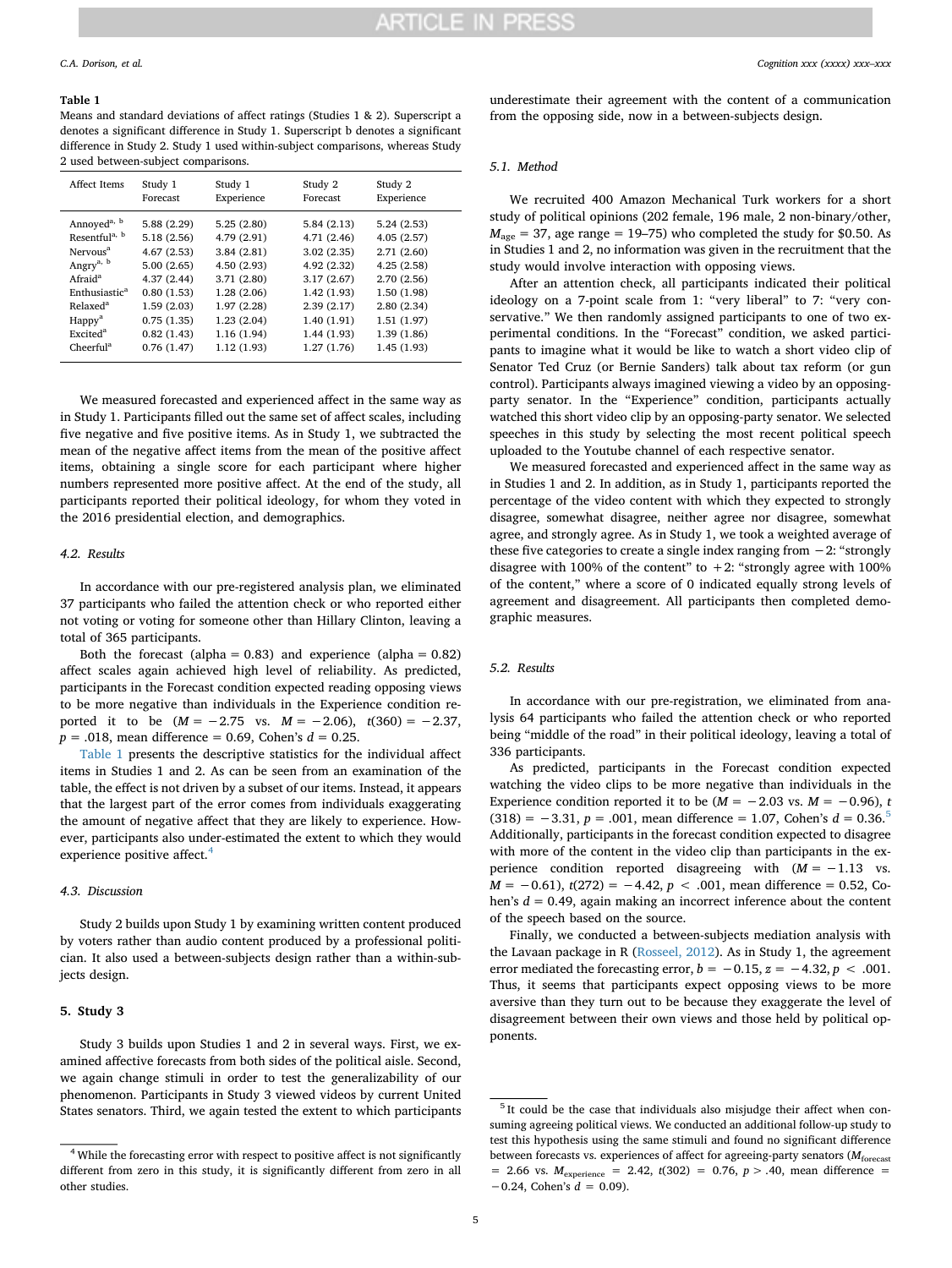**Table 1**
Means and standard deviations of affect ratings (Studies 1 & 2). Superscript a denotes a significant difference in Study 1. Superscript b denotes a significant difference in Study 2. Study 1 used within-subject comparisons, whereas Study 2 used between-subject comparisons.

| Affect Items | Study 1 Forecast | Study 1 Experience | Study 2 Forecast | Study 2 Experience |
|---|---|---|---|---|
| Annoyed[a, b] | 5.88 (2.29) | 5.25 (2.80) | 5.84 (2.13) | 5.24 (2.53) |
| Resentful[a, b] | 5.18 (2.56) | 4.79 (2.91) | 4.71 (2.46) | 4.05 (2.57) |
| Nervous[a] | 4.67 (2.53) | 3.84 (2.81) | 3.02 (2.35) | 2.71 (2.60) |
| Angry[a, b] | 5.00 (2.65) | 4.50 (2.93) | 4.92 (2.32) | 4.25 (2.58) |
| Afraid[a] | 4.37 (2.44) | 3.71 (2.80) | 3.17 (2.67) | 2.70 (2.56) |
| Enthusiastic[a] | 0.80 (1.53) | 1.28 (2.06) | 1.42 (1.93) | 1.50 (1.98) |
| Relaxed[a] | 1.59 (2.03) | 1.97 (2.28) | 2.39 (2.17) | 2.80 (2.34) |
| Happy[a] | 0.75 (1.35) | 1.23 (2.04) | 1.40 (1.91) | 1.51 (1.97) |
| Excited[a] | 0.82 (1.43) | 1.16 (1.94) | 1.44 (1.93) | 1.39 (1.86) |
| Cheerful[a] | 0.76 (1.47) | 1.12 (1.93) | 1.27 (1.76) | 1.45 (1.93) |

We measured forecasted and experienced affect in the same way as in Study 1. Participants filled out the same set of affect scales, including five negative and five positive items. As in Study 1, we subtracted the mean of the negative affect items from the mean of the positive affect items, obtaining a single score for each participant where higher numbers represented more positive affect. At the end of the study, all participants reported their political ideology, for whom they voted in the 2016 presidential election, and demographics.

### 4.2. Results

In accordance with our pre-registered analysis plan, we eliminated 37 participants who failed the attention check or who reported either not voting or voting for someone other than Hillary Clinton, leaving a total of 365 participants.

Both the forecast (alpha = 0.83) and experience (alpha = 0.82) affect scales again achieved high level of reliability. As predicted, participants in the Forecast condition expected reading opposing views to be more negative than individuals in the Experience condition reported it to be ($M = -2.75$ vs. $M = -2.06$), $t(360) = -2.37$, $p = .018$, mean difference = 0.69, Cohen's $d = 0.25$.

Table 1 presents the descriptive statistics for the individual affect items in Studies 1 and 2. As can be seen from an examination of the table, the effect is not driven by a subset of our items. Instead, it appears that the largest part of the error comes from individuals exaggerating the amount of negative affect that they are likely to experience. However, participants also under-estimated the extent to which they would experience positive affect.[4]

### 4.3. Discussion

Study 2 builds upon Study 1 by examining written content produced by voters rather than audio content produced by a professional politician. It also used a between-subjects design rather than a within-subjects design.

## 5. Study 3

Study 3 builds upon Studies 1 and 2 in several ways. First, we examined affective forecasts from both sides of the political aisle. Second, we again change stimuli in order to test the generalizability of our phenomenon. Participants in Study 3 viewed videos by current United States senators. Third, we again tested the extent to which participants underestimate their agreement with the content of a communication from the opposing side, now in a between-subjects design.

### 5.1. Method

We recruited 400 Amazon Mechanical Turk workers for a short study of political opinions (202 female, 196 male, 2 non-binary/other, $M_{age} = 37$, age range = 19–75) who completed the study for \$0.50. As in Studies 1 and 2, no information was given in the recruitment that the study would involve interaction with opposing views.

After an attention check, all participants indicated their political ideology on a 7-point scale from 1: "very liberal" to 7: "very conservative." We then randomly assigned participants to one of two experimental conditions. In the "Forecast" condition, we asked participants to imagine what it would be like to watch a short video clip of Senator Ted Cruz (or Bernie Sanders) talk about tax reform (or gun control). Participants always imagined viewing a video by an opposing-party senator. In the "Experience" condition, participants actually watched this short video clip by an opposing-party senator. We selected speeches in this study by selecting the most recent political speech uploaded to the Youtube channel of each respective senator.

We measured forecasted and experienced affect in the same way as in Studies 1 and 2. In addition, as in Study 1, participants reported the percentage of the video content with which they expected to strongly disagree, somewhat disagree, neither agree nor disagree, somewhat agree, and strongly agree. As in Study 1, we took a weighted average of these five categories to create a single index ranging from −2: "strongly disagree with 100% of the content" to +2: "strongly agree with 100% of the content," where a score of 0 indicated equally strong levels of agreement and disagreement. All participants then completed demographic measures.

### 5.2. Results

In accordance with our pre-registration, we eliminated from analysis 64 participants who failed the attention check or who reported being "middle of the road" in their political ideology, leaving a total of 336 participants.

As predicted, participants in the Forecast condition expected watching the video clips to be more negative than individuals in the Experience condition reported it to be ($M = -2.03$ vs. $M = -0.96$), $t(318) = -3.31$, $p = .001$, mean difference = 1.07, Cohen's $d = 0.36$.[5] Additionally, participants in the forecast condition expected to disagree with more of the content in the video clip than participants in the experience condition reported disagreeing with ($M = -1.13$ vs. $M = -0.61$), $t(272) = -4.42$, $p < .001$, mean difference = 0.52, Cohen's $d = 0.49$, again making an incorrect inference about the content of the speech based on the source.

Finally, we conducted a between-subjects mediation analysis with the Lavaan package in R (Rosseel, 2012). As in Study 1, the agreement error mediated the forecasting error, $b = -0.15$, $z = -4.32$, $p < .001$. Thus, it seems that participants expect opposing views to be more aversive than they turn out to be because they exaggerate the level of disagreement between their own views and those held by political opponents.

---

[4] While the forecasting error with respect to positive affect is not significantly different from zero in this study, it is significantly different from zero in all other studies.

[5] It could be the case that individuals also misjudge their affect when consuming agreeing political views. We conducted an additional follow-up study to test this hypothesis using the same stimuli and found no significant difference between forecasts vs. experiences of affect for agreeing-party senators ($M_{forecast} = 2.66$ vs. $M_{experience} = 2.42$, $t(302) = 0.76$, $p > .40$, mean difference = −0.24, Cohen's $d = 0.09$).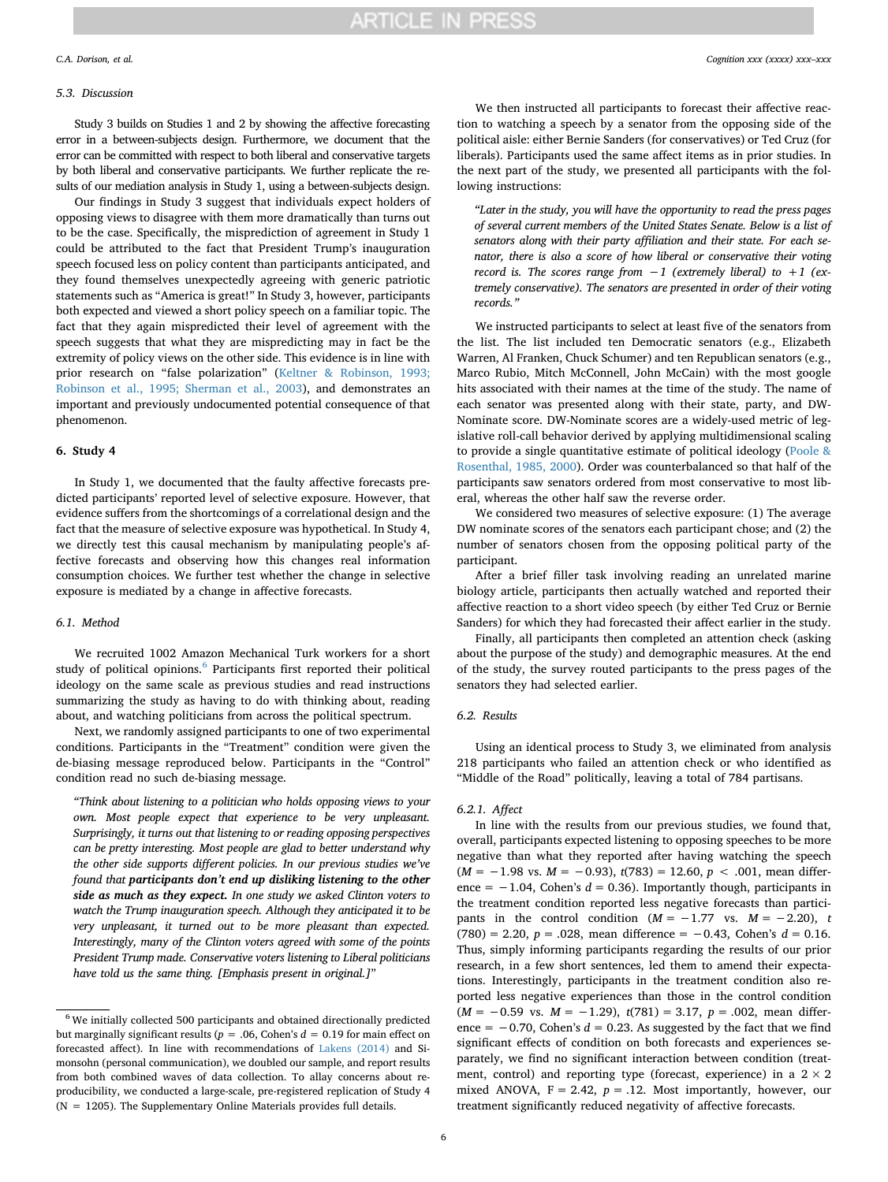### 5.3. Discussion

Study 3 builds on Studies 1 and 2 by showing the affective forecasting error in a between-subjects design. Furthermore, we document that the error can be committed with respect to both liberal and conservative targets by both liberal and conservative participants. We further replicate the results of our mediation analysis in Study 1, using a between-subjects design.

Our findings in Study 3 suggest that individuals expect holders of opposing views to disagree with them more dramatically than turns out to be the case. Specifically, the misprediction of agreement in Study 1 could be attributed to the fact that President Trump's inauguration speech focused less on policy content than participants anticipated, and they found themselves unexpectedly agreeing with generic patriotic statements such as "America is great!" In Study 3, however, participants both expected and viewed a short policy speech on a familiar topic. The fact that they again mispredicted their level of agreement with the speech suggests that what they are mispredicting may in fact be the extremity of policy views on the other side. This evidence is in line with prior research on "false polarization" (Keltner & Robinson, 1993; Robinson et al., 1995; Sherman et al., 2003), and demonstrates an important and previously undocumented potential consequence of that phenomenon.

## 6. Study 4

In Study 1, we documented that the faulty affective forecasts predicted participants' reported level of selective exposure. However, that evidence suffers from the shortcomings of a correlational design and the fact that the measure of selective exposure was hypothetical. In Study 4, we directly test this causal mechanism by manipulating people's affective forecasts and observing how this changes real information consumption choices. We further test whether the change in selective exposure is mediated by a change in affective forecasts.

### 6.1. Method

We recruited 1002 Amazon Mechanical Turk workers for a short study of political opinions.[6] Participants first reported their political ideology on the same scale as previous studies and read instructions summarizing the study as having to do with thinking about, reading about, and watching politicians from across the political spectrum.

Next, we randomly assigned participants to one of two experimental conditions. Participants in the "Treatment" condition were given the de-biasing message reproduced below. Participants in the "Control" condition read no such de-biasing message.

> *"Think about listening to a politician who holds opposing views to your own. Most people expect that experience to be very unpleasant. Surprisingly, it turns out that listening to or reading opposing perspectives can be pretty interesting. Most people are glad to better understand why the other side supports different policies. In our previous studies we've found that* ***participants don't end up disliking listening to the other side as much as they expect.*** *In one study we asked Clinton voters to watch the Trump inauguration speech. Although they anticipated it to be very unpleasant, it turned out to be more pleasant than expected. Interestingly, many of the Clinton voters agreed with some of the points President Trump made. Conservative voters listening to Liberal politicians have told us the same thing. [Emphasis present in original.]"*

We then instructed all participants to forecast their affective reaction to watching a speech by a senator from the opposing side of the political aisle: either Bernie Sanders (for conservatives) or Ted Cruz (for liberals). Participants used the same affect items as in prior studies. In the next part of the study, we presented all participants with the following instructions:

> *"Later in the study, you will have the opportunity to read the press pages of several current members of the United States Senate. Below is a list of senators along with their party affiliation and their state. For each senator, there is also a score of how liberal or conservative their voting record is. The scores range from −1 (extremely liberal) to +1 (extremely conservative). The senators are presented in order of their voting records."*

We instructed participants to select at least five of the senators from the list. The list included ten Democratic senators (e.g., Elizabeth Warren, Al Franken, Chuck Schumer) and ten Republican senators (e.g., Marco Rubio, Mitch McConnell, John McCain) with the most google hits associated with their names at the time of the study. The name of each senator was presented along with their state, party, and DW-Nominate score. DW-Nominate scores are a widely-used metric of legislative roll-call behavior derived by applying multidimensional scaling to provide a single quantitative estimate of political ideology (Poole & Rosenthal, 1985, 2000). Order was counterbalanced so that half of the participants saw senators ordered from most conservative to most liberal, whereas the other half saw the reverse order.

We considered two measures of selective exposure: (1) The average DW nominate scores of the senators each participant chose; and (2) the number of senators chosen from the opposing political party of the participant.

After a brief filler task involving reading an unrelated marine biology article, participants then actually watched and reported their affective reaction to a short video speech (by either Ted Cruz or Bernie Sanders) for which they had forecasted their affect earlier in the study.

Finally, all participants then completed an attention check (asking about the purpose of the study) and demographic measures. At the end of the study, the survey routed participants to the press pages of the senators they had selected earlier.

### 6.2. Results

Using an identical process to Study 3, we eliminated from analysis 218 participants who failed an attention check or who identified as "Middle of the Road" politically, leaving a total of 784 partisans.

#### 6.2.1. Affect

In line with the results from our previous studies, we found that, overall, participants expected listening to opposing speeches to be more negative than what they reported after having watching the speech ($M = -1.98$ vs. $M = -0.93$), $t(783) = 12.60$, $p < .001$, mean difference = −1.04, Cohen's $d = 0.36$). Importantly though, participants in the treatment condition reported less negative forecasts than participants in the control condition ($M = -1.77$ vs. $M = -2.20$), $t(780) = 2.20$, $p = .028$, mean difference = −0.43, Cohen's $d = 0.16$. Thus, simply informing participants regarding the results of our prior research, in a few short sentences, led them to amend their expectations. Interestingly, participants in the treatment condition also reported less negative experiences than those in the control condition ($M = -0.59$ vs. $M = -1.29$), $t(781) = 3.17$, $p = .002$, mean difference = −0.70, Cohen's $d = 0.23$. As suggested by the fact that we find significant effects of condition on both forecasts and experiences separately, we find no significant interaction between condition (treatment, control) and reporting type (forecast, experience) in a 2 × 2 mixed ANOVA, $F = 2.42$, $p = .12$. Most importantly, however, our treatment significantly reduced negativity of affective forecasts.

---

[6] We initially collected 500 participants and obtained directionally predicted but marginally significant results ($p = .06$, Cohen's $d = 0.19$ for main effect on forecasted affect). In line with recommendations of Lakens (2014) and Simonsohn (personal communication), we doubled our sample, and report results from both combined waves of data collection. To allay concerns about reproducibility, we conducted a large-scale, pre-registered replication of Study 4 ($N = 1205$). The Supplementary Online Materials provides full details.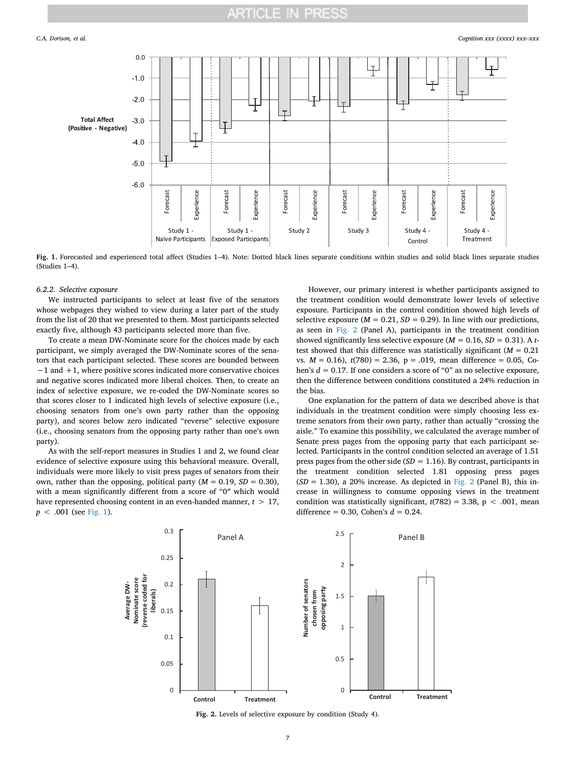Fig. 1. Forecasted and experienced total affect (Studies 1–4). Note: Dotted black lines separate conditions within studies and solid black lines separate studies (Studies 1–4).

#### 6.2.2. Selective exposure

We instructed participants to select at least five of the senators whose webpages they wished to view during a later part of the study from the list of 20 that we presented to them. Most participants selected exactly five, although 43 participants selected more than five.

To create a mean DW-Nominate score for the choices made by each participant, we simply averaged the DW-Nominate scores of the senators that each participant selected. These scores are bounded between −1 and +1, where positive scores indicated more conservative choices and negative scores indicated more liberal choices. Then, to create an index of selective exposure, we re-coded the DW-Nominate scores so that scores closer to 1 indicated high levels of selective exposure (i.e., choosing senators from one's own party rather than the opposing party), and scores below zero indicated "reverse" selective exposure (i.e., choosing senators from the opposing party rather than one's own party).

As with the self-report measures in Studies 1 and 2, we found clear evidence of selective exposure using this behavioral measure. Overall, individuals were more likely to visit press pages of senators from their own, rather than the opposing, political party ($M$ = 0.19, $SD$ = 0.30), with a mean significantly different from a score of "0" which would have represented choosing content in an even-handed manner, $t$ > 17, $p$ < .001 (see Fig. 1).

However, our primary interest is whether participants assigned to the treatment condition would demonstrate lower levels of selective exposure. Participants in the control condition showed high levels of selective exposure ($M$ = 0.21, $SD$ = 0.29). In line with our predictions, as seen in Fig. 2 (Panel A), participants in the treatment condition showed significantly less selective exposure ($M$ = 0.16, $SD$ = 0.31). A $t$-test showed that this difference was statistically significant ($M$ = 0.21 vs. $M$ = 0.16), $t$(780) = 2.36, p = .019, mean difference = 0.05, Cohen's $d$ = 0.17. If one considers a score of "0" as no selective exposure, then the difference between conditions constituted a 24% reduction in the bias.

One explanation for the pattern of data we described above is that individuals in the treatment condition were simply choosing less extreme senators from their own party, rather than actually "crossing the aisle." To examine this possibility, we calculated the average number of Senate press pages from the opposing party that each participant selected. Participants in the control condition selected an average of 1.51 press pages from the other side ($SD$ = 1.16). By contrast, participants in the treatment condition selected 1.81 opposing press pages ($SD$ = 1.30), a 20% increase. As depicted in Fig. 2 (Panel B), this increase in willingness to consume opposing views in the treatment condition was statistically significant, $t$(782) = 3.38, p < .001, mean difference = 0.30, Cohen's $d$ = 0.24.

Fig. 2. Levels of selective exposure by condition (Study 4).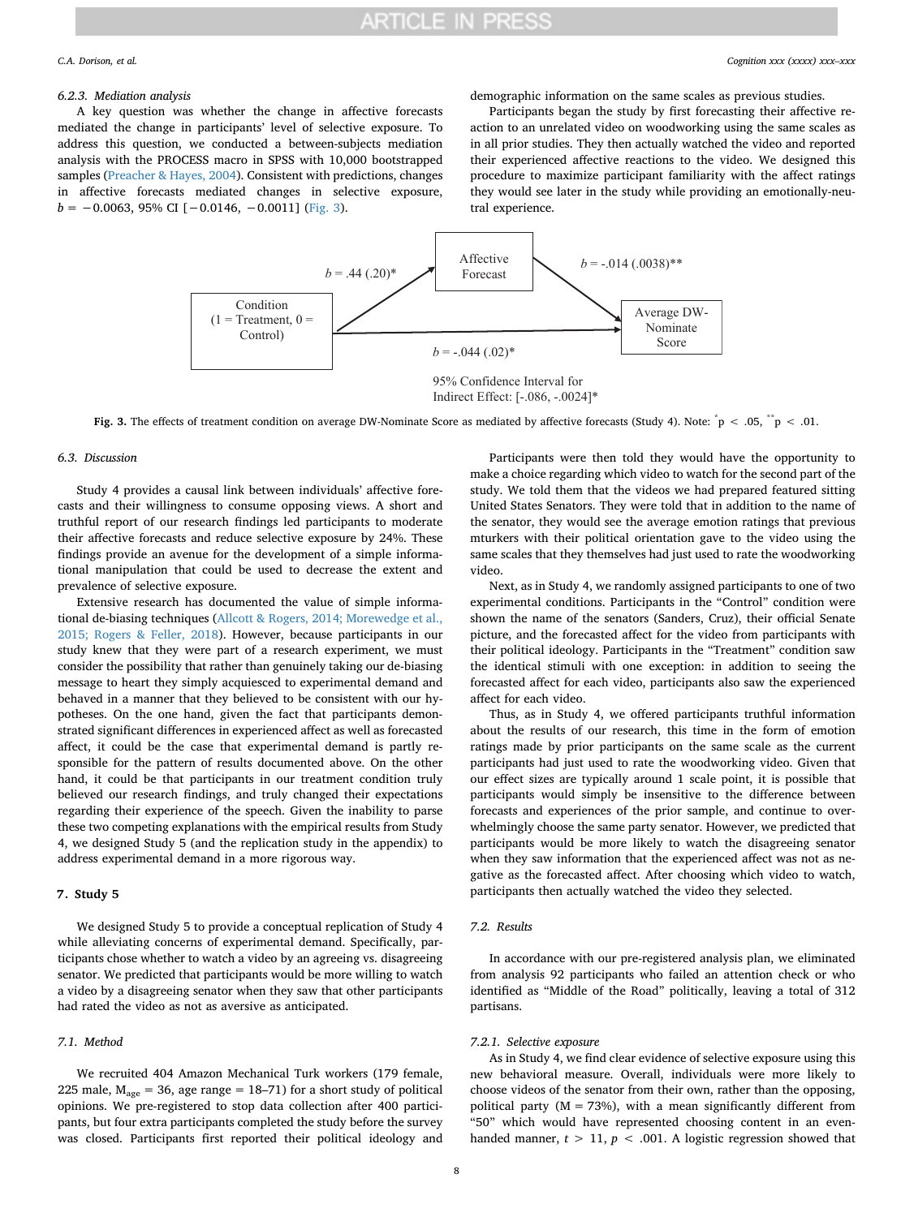#### 6.2.3. Mediation analysis

A key question was whether the change in affective forecasts mediated the change in participants' level of selective exposure. To address this question, we conducted a between-subjects mediation analysis with the PROCESS macro in SPSS with 10,000 bootstrapped samples (Preacher & Hayes, 2004). Consistent with predictions, changes in affective forecasts mediated changes in selective exposure, $b = -0.0063$, 95% CI $[-0.0146, -0.0011]$ (Fig. 3).

Condition (1 = Treatment, 0 = Control) → Affective Forecast: $b = .44\ (.20)^*$

Affective Forecast → Average DW-Nominate Score: $b = -.014\ (.0038)^{**}$

Condition → Average DW-Nominate Score: $b = -.044\ (.02)^*$

95% Confidence Interval for Indirect Effect: $[-.086, -.0024]^*$

**Fig. 3.** The effects of treatment condition on average DW-Nominate Score as mediated by affective forecasts (Study 4). Note: $^*p < .05$, $^{**}p < .01$.

### 6.3. Discussion

Study 4 provides a causal link between individuals' affective forecasts and their willingness to consume opposing views. A short and truthful report of our research findings led participants to moderate their affective forecasts and reduce selective exposure by 24%. These findings provide an avenue for the development of a simple informational manipulation that could be used to decrease the extent and prevalence of selective exposure.

Extensive research has documented the value of simple informational de-biasing techniques (Allcott & Rogers, 2014; Morewedge et al., 2015; Rogers & Feller, 2018). However, because participants in our study knew that they were part of a research experiment, we must consider the possibility that rather than genuinely taking our de-biasing message to heart they simply acquiesced to experimental demand and behaved in a manner that they believed to be consistent with our hypotheses. On the one hand, given the fact that participants demonstrated significant differences in experienced affect as well as forecasted affect, it could be the case that experimental demand is partly responsible for the pattern of results documented above. On the other hand, it could be that participants in our treatment condition truly believed our research findings, and truly changed their expectations regarding their experience of the speech. Given the inability to parse these two competing explanations with the empirical results from Study 4, we designed Study 5 (and the replication study in the appendix) to address experimental demand in a more rigorous way.

## 7. Study 5

We designed Study 5 to provide a conceptual replication of Study 4 while alleviating concerns of experimental demand. Specifically, participants chose whether to watch a video by an agreeing vs. disagreeing senator. We predicted that participants would be more willing to watch a video by a disagreeing senator when they saw that other participants had rated the video as not as aversive as anticipated.

### 7.1. Method

We recruited 404 Amazon Mechanical Turk workers (179 female, 225 male, $M_{age} = 36$, age range = 18–71) for a short study of political opinions. We pre-registered to stop data collection after 400 participants, but four extra participants completed the study before the survey was closed. Participants first reported their political ideology and demographic information on the same scales as previous studies.

Participants began the study by first forecasting their affective reaction to an unrelated video on woodworking using the same scales as in all prior studies. They then actually watched the video and reported their experienced affective reactions to the video. We designed this procedure to maximize participant familiarity with the affect ratings they would see later in the study while providing an emotionally-neutral experience.

Participants were then told they would have the opportunity to make a choice regarding which video to watch for the second part of the study. We told them that the videos we had prepared featured sitting United States Senators. They were told that in addition to the name of the senator, they would see the average emotion ratings that previous mturkers with their political orientation gave to the video using the same scales that they themselves had just used to rate the woodworking video.

Next, as in Study 4, we randomly assigned participants to one of two experimental conditions. Participants in the "Control" condition were shown the name of the senators (Sanders, Cruz), their official Senate picture, and the forecasted affect for the video from participants with their political ideology. Participants in the "Treatment" condition saw the identical stimuli with one exception: in addition to seeing the forecasted affect for each video, participants also saw the experienced affect for each video.

Thus, as in Study 4, we offered participants truthful information about the results of our research, this time in the form of emotion ratings made by prior participants on the same scale as the current participants had just used to rate the woodworking video. Given that our effect sizes are typically around 1 scale point, it is possible that participants would simply be insensitive to the difference between forecasts and experiences of the prior sample, and continue to overwhelmingly choose the same party senator. However, we predicted that participants would be more likely to watch the disagreeing senator when they saw information that the experienced affect was not as negative as the forecasted affect. After choosing which video to watch, participants then actually watched the video they selected.

### 7.2. Results

In accordance with our pre-registered analysis plan, we eliminated from analysis 92 participants who failed an attention check or who identified as "Middle of the Road" politically, leaving a total of 312 partisans.

#### 7.2.1. Selective exposure

As in Study 4, we find clear evidence of selective exposure using this new behavioral measure. Overall, individuals were more likely to choose videos of the senator from their own, rather than the opposing, political party ($M = 73\%$), with a mean significantly different from "50" which would have represented choosing content in an evenhanded manner, $t > 11$, $p < .001$. A logistic regression showed that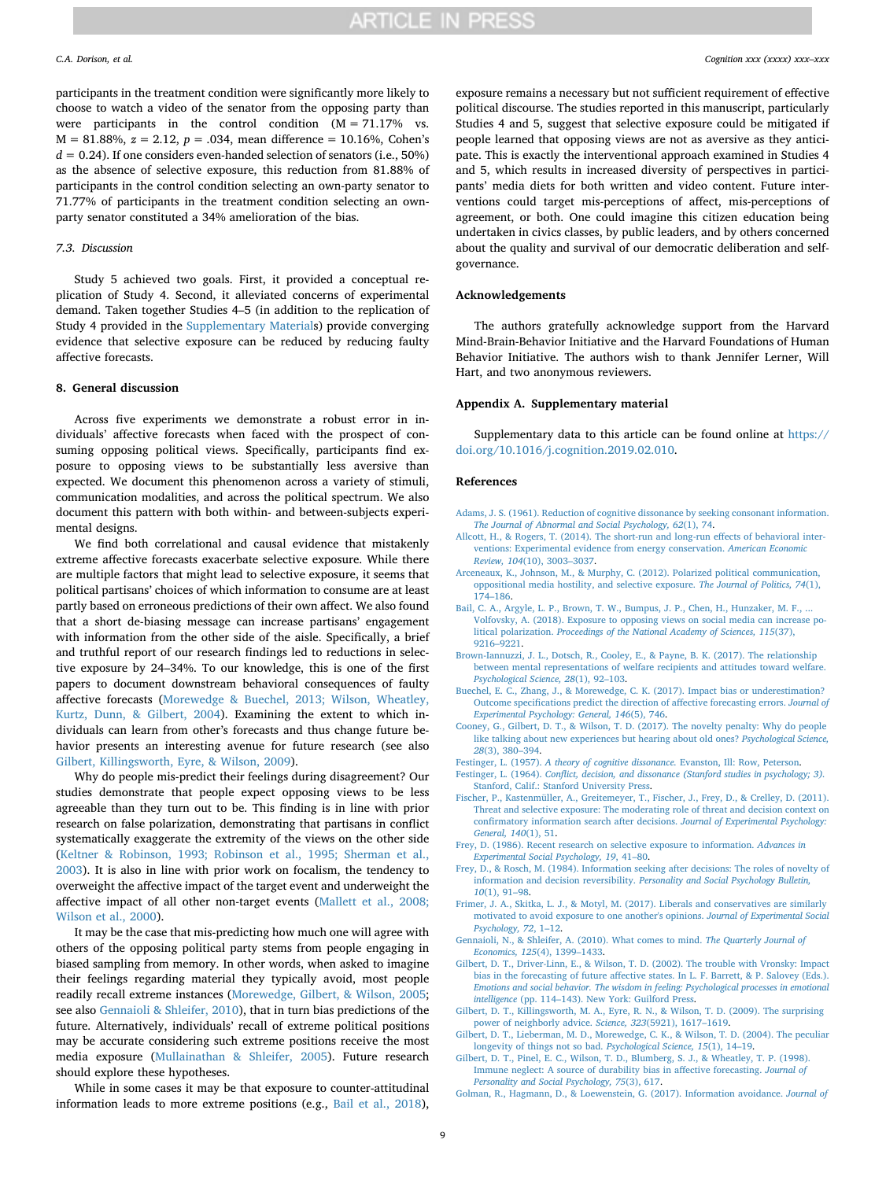participants in the treatment condition were significantly more likely to choose to watch a video of the senator from the opposing party than were participants in the control condition (M = 71.17% vs. M = 81.88%, $z = 2.12$, $p = .034$, mean difference = 10.16%, Cohen's $d = 0.24$). If one considers even-handed selection of senators (i.e., 50%) as the absence of selective exposure, this reduction from 81.88% of participants in the control condition selecting an own-party senator to 71.77% of participants in the treatment condition selecting an own-party senator constituted a 34% amelioration of the bias.

### 7.3. Discussion

Study 5 achieved two goals. First, it provided a conceptual replication of Study 4. Second, it alleviated concerns of experimental demand. Taken together Studies 4–5 (in addition to the replication of Study 4 provided in the Supplementary Materials) provide converging evidence that selective exposure can be reduced by reducing faulty affective forecasts.

## 8. General discussion

Across five experiments we demonstrate a robust error in individuals' affective forecasts when faced with the prospect of consuming opposing political views. Specifically, participants find exposure to opposing views to be substantially less aversive than expected. We document this phenomenon across a variety of stimuli, communication modalities, and across the political spectrum. We also document this pattern with both within- and between-subjects experimental designs.

We find both correlational and causal evidence that mistakenly extreme affective forecasts exacerbate selective exposure. While there are multiple factors that might lead to selective exposure, it seems that political partisans' choices of which information to consume are at least partly based on erroneous predictions of their own affect. We also found that a short de-biasing message can increase partisans' engagement with information from the other side of the aisle. Specifically, a brief and truthful report of our research findings led to reductions in selective exposure by 24–34%. To our knowledge, this is one of the first papers to document downstream behavioral consequences of faulty affective forecasts (Morewedge & Buechel, 2013; Wilson, Wheatley, Kurtz, Dunn, & Gilbert, 2004). Examining the extent to which individuals can learn from other's forecasts and thus change future behavior presents an interesting avenue for future research (see also Gilbert, Killingsworth, Eyre, & Wilson, 2009).

Why do people mis-predict their feelings during disagreement? Our studies demonstrate that people expect opposing views to be less agreeable than they turn out to be. This finding is in line with prior research on false polarization, demonstrating that partisans in conflict systematically exaggerate the extremity of the views on the other side (Keltner & Robinson, 1993; Robinson et al., 1995; Sherman et al., 2003). It is also in line with prior work on focalism, the tendency to overweight the affective impact of the target event and underweight the affective impact of all other non-target events (Mallett et al., 2008; Wilson et al., 2000).

It may be the case that mis-predicting how much one will agree with others of the opposing political party stems from people engaging in biased sampling from memory. In other words, when asked to imagine their feelings regarding material they typically avoid, most people readily recall extreme instances (Morewedge, Gilbert, & Wilson, 2005; see also Gennaioli & Shleifer, 2010), that in turn bias predictions of the future. Alternatively, individuals' recall of extreme political positions may be accurate considering such extreme positions receive the most media exposure (Mullainathan & Shleifer, 2005). Future research should explore these hypotheses.

While in some cases it may be that exposure to counter-attitudinal information leads to more extreme positions (e.g., Bail et al., 2018), exposure remains a necessary but not sufficient requirement of effective political discourse. The studies reported in this manuscript, particularly Studies 4 and 5, suggest that selective exposure could be mitigated if people learned that opposing views are not as aversive as they anticipate. This is exactly the interventional approach examined in Studies 4 and 5, which results in increased diversity of perspectives in participants' media diets for both written and video content. Future interventions could target mis-perceptions of affect, mis-perceptions of agreement, or both. One could imagine this citizen education being undertaken in civics classes, by public leaders, and by others concerned about the quality and survival of our democratic deliberation and self-governance.

## Acknowledgements

The authors gratefully acknowledge support from the Harvard Mind-Brain-Behavior Initiative and the Harvard Foundations of Human Behavior Initiative. The authors wish to thank Jennifer Lerner, Will Hart, and two anonymous reviewers.

## Appendix A. Supplementary material

Supplementary data to this article can be found online at https://doi.org/10.1016/j.cognition.2019.02.010.

## References

Adams, J. S. (1961). Reduction of cognitive dissonance by seeking consonant information. *The Journal of Abnormal and Social Psychology, 62*(1), 74.

Allcott, H., & Rogers, T. (2014). The short-run and long-run effects of behavioral interventions: Experimental evidence from energy conservation. *American Economic Review, 104*(10), 3003–3037.

Arceneaux, K., Johnson, M., & Murphy, C. (2012). Polarized political communication, oppositional media hostility, and selective exposure. *The Journal of Politics, 74*(1), 174–186.

Bail, C. A., Argyle, L. P., Brown, T. W., Bumpus, J. P., Chen, H., Hunzaker, M. F., ... Volfovsky, A. (2018). Exposure to opposing views on social media can increase political polarization. *Proceedings of the National Academy of Sciences, 115*(37), 9216–9221.

Brown-Iannuzzi, J. L., Dotsch, R., Cooley, E., & Payne, B. K. (2017). The relationship between mental representations of welfare recipients and attitudes toward welfare. *Psychological Science, 28*(1), 92–103.

Buechel, E. C., Zhang, J., & Morewedge, C. K. (2017). Impact bias or underestimation? Outcome specifications predict the direction of affective forecasting errors. *Journal of Experimental Psychology: General, 146*(5), 746.

Cooney, G., Gilbert, D. T., & Wilson, T. D. (2017). The novelty penalty: Why do people like talking about new experiences but hearing about old ones? *Psychological Science, 28*(3), 380–394.

Festinger, L. (1957). *A theory of cognitive dissonance.* Evanston, Ill: Row, Peterson.

Festinger, L. (1964). *Conflict, decision, and dissonance (Stanford studies in psychology; 3).* Stanford, Calif.: Stanford University Press.

Fischer, P., Kastenmüller, A., Greitemeyer, T., Fischer, J., Frey, D., & Crelley, D. (2011). Threat and selective exposure: The moderating role of threat and decision context on confirmatory information search after decisions. *Journal of Experimental Psychology: General, 140*(1), 51.

Frey, D. (1986). Recent research on selective exposure to information. *Advances in Experimental Social Psychology, 19*, 41–80.

Frey, D., & Rosch, M. (1984). Information seeking after decisions: The roles of novelty of information and decision reversibility. *Personality and Social Psychology Bulletin, 10*(1), 91–98.

Frimer, J. A., Skitka, L. J., & Motyl, M. (2017). Liberals and conservatives are similarly motivated to avoid exposure to one another's opinions. *Journal of Experimental Social Psychology, 72*, 1–12.

Gennaioli, N., & Shleifer, A. (2010). What comes to mind. *The Quarterly Journal of Economics, 125*(4), 1399–1433.

Gilbert, D. T., Driver-Linn, E., & Wilson, T. D. (2002). The trouble with Vronsky: Impact bias in the forecasting of future affective states. In L. F. Barrett, & P. Salovey (Eds.). *Emotions and social behavior. The wisdom in feeling: Psychological processes in emotional intelligence* (pp. 114–143). New York: Guilford Press.

Gilbert, D. T., Killingsworth, M. A., Eyre, R. N., & Wilson, T. D. (2009). The surprising power of neighborly advice. *Science, 323*(5921), 1617–1619.

Gilbert, D. T., Lieberman, M. D., Morewedge, C. K., & Wilson, T. D. (2004). The peculiar longevity of things not so bad. *Psychological Science, 15*(1), 14–19.

Gilbert, D. T., Pinel, E. C., Wilson, T. D., Blumberg, S. J., & Wheatley, T. P. (1998). Immune neglect: A source of durability bias in affective forecasting. *Journal of Personality and Social Psychology, 75*(3), 617.

Golman, R., Hagmann, D., & Loewenstein, G. (2017). Information avoidance. *Journal of*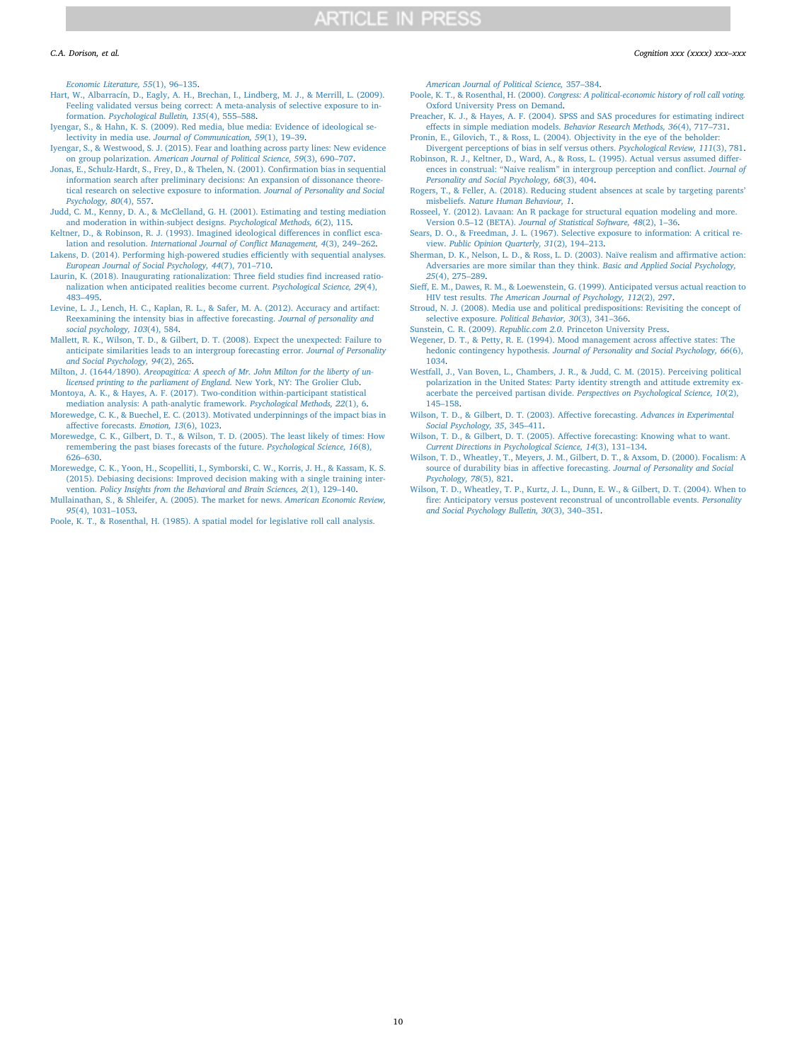*Economic Literature, 55*(1), 96–135.

Hart, W., Albarracín, D., Eagly, A. H., Brechan, I., Lindberg, M. J., & Merrill, L. (2009). Feeling validated versus being correct: A meta-analysis of selective exposure to information. *Psychological Bulletin, 135*(4), 555–588.

Iyengar, S., & Hahn, K. S. (2009). Red media, blue media: Evidence of ideological selectivity in media use. *Journal of Communication, 59*(1), 19–39.

Iyengar, S., & Westwood, S. J. (2015). Fear and loathing across party lines: New evidence on group polarization. *American Journal of Political Science, 59*(3), 690–707.

Jonas, E., Schulz-Hardt, S., Frey, D., & Thelen, N. (2001). Confirmation bias in sequential information search after preliminary decisions: An expansion of dissonance theoretical research on selective exposure to information. *Journal of Personality and Social Psychology, 80*(4), 557.

Judd, C. M., Kenny, D. A., & McClelland, G. H. (2001). Estimating and testing mediation and moderation in within-subject designs. *Psychological Methods, 6*(2), 115.

Keltner, D., & Robinson, R. J. (1993). Imagined ideological differences in conflict escalation and resolution. *International Journal of Conflict Management, 4*(3), 249–262.

Lakens, D. (2014). Performing high-powered studies efficiently with sequential analyses. *European Journal of Social Psychology, 44*(7), 701–710.

Laurin, K. (2018). Inaugurating rationalization: Three field studies find increased rationalization when anticipated realities become current. *Psychological Science, 29*(4), 483–495.

Levine, L. J., Lench, H. C., Kaplan, R. L., & Safer, M. A. (2012). Accuracy and artifact: Reexamining the intensity bias in affective forecasting. *Journal of personality and social psychology, 103*(4), 584.

Mallett, R. K., Wilson, T. D., & Gilbert, D. T. (2008). Expect the unexpected: Failure to anticipate similarities leads to an intergroup forecasting error. *Journal of Personality and Social Psychology, 94*(2), 265.

Milton, J. (1644/1890). *Areopagitica: A speech of Mr. John Milton for the liberty of unlicensed printing to the parliament of England.* New York, NY: The Grolier Club.

Montoya, A. K., & Hayes, A. F. (2017). Two-condition within-participant statistical mediation analysis: A path-analytic framework. *Psychological Methods, 22*(1), 6.

Morewedge, C. K., & Buechel, E. C. (2013). Motivated underpinnings of the impact bias in affective forecasts. *Emotion, 13*(6), 1023.

Morewedge, C. K., Gilbert, D. T., & Wilson, T. D. (2005). The least likely of times: How remembering the past biases forecasts of the future. *Psychological Science, 16*(8), 626–630.

Morewedge, C. K., Yoon, H., Scopelliti, I., Symborski, C. W., Korris, J. H., & Kassam, K. S. (2015). Debiasing decisions: Improved decision making with a single training intervention. *Policy Insights from the Behavioral and Brain Sciences, 2*(1), 129–140.

Mullainathan, S., & Shleifer, A. (2005). The market for news. *American Economic Review, 95*(4), 1031–1053.

Poole, K. T., & Rosenthal, H. (1985). A spatial model for legislative roll call analysis. *American Journal of Political Science,* 357–384.

Poole, K. T., & Rosenthal, H. (2000). *Congress: A political-economic history of roll call voting.* Oxford University Press on Demand.

Preacher, K. J., & Hayes, A. F. (2004). SPSS and SAS procedures for estimating indirect effects in simple mediation models. *Behavior Research Methods, 36*(4), 717–731.

Pronin, E., Gilovich, T., & Ross, L. (2004). Objectivity in the eye of the beholder: Divergent perceptions of bias in self versus others. *Psychological Review, 111*(3), 781.

Robinson, R. J., Keltner, D., Ward, A., & Ross, L. (1995). Actual versus assumed differences in construal: "Naive realism" in intergroup perception and conflict. *Journal of Personality and Social Psychology, 68*(3), 404.

Rogers, T., & Feller, A. (2018). Reducing student absences at scale by targeting parents' misbeliefs. *Nature Human Behaviour, 1*.

Rosseel, Y. (2012). Lavaan: An R package for structural equation modeling and more. Version 0.5–12 (BETA). *Journal of Statistical Software, 48*(2), 1–36.

Sears, D. O., & Freedman, J. L. (1967). Selective exposure to information: A critical review. *Public Opinion Quarterly, 31*(2), 194–213.

Sherman, D. K., Nelson, L. D., & Ross, L. D. (2003). Naïve realism and affirmative action: Adversaries are more similar than they think. *Basic and Applied Social Psychology, 25*(4), 275–289.

Sieff, E. M., Dawes, R. M., & Loewenstein, G. (1999). Anticipated versus actual reaction to HIV test results. *The American Journal of Psychology, 112*(2), 297.

Stroud, N. J. (2008). Media use and political predispositions: Revisiting the concept of selective exposure. *Political Behavior, 30*(3), 341–366.

Sunstein, C. R. (2009). *Republic.com 2.0.* Princeton University Press.

Wegener, D. T., & Petty, R. E. (1994). Mood management across affective states: The hedonic contingency hypothesis. *Journal of Personality and Social Psychology, 66*(6), 1034.

Westfall, J., Van Boven, L., Chambers, J. R., & Judd, C. M. (2015). Perceiving political polarization in the United States: Party identity strength and attitude extremity exacerbate the perceived partisan divide. *Perspectives on Psychological Science, 10*(2), 145–158.

Wilson, T. D., & Gilbert, D. T. (2003). Affective forecasting. *Advances in Experimental Social Psychology, 35*, 345–411.

Wilson, T. D., & Gilbert, D. T. (2005). Affective forecasting: Knowing what to want. *Current Directions in Psychological Science, 14*(3), 131–134.

Wilson, T. D., Wheatley, T., Meyers, J. M., Gilbert, D. T., & Axsom, D. (2000). Focalism: A source of durability bias in affective forecasting. *Journal of Personality and Social Psychology, 78*(5), 821.

Wilson, T. D., Wheatley, T. P., Kurtz, J. L., Dunn, E. W., & Gilbert, D. T. (2004). When to fire: Anticipatory versus postevent reconstrual of uncontrollable events. *Personality and Social Psychology Bulletin, 30*(3), 340–351.